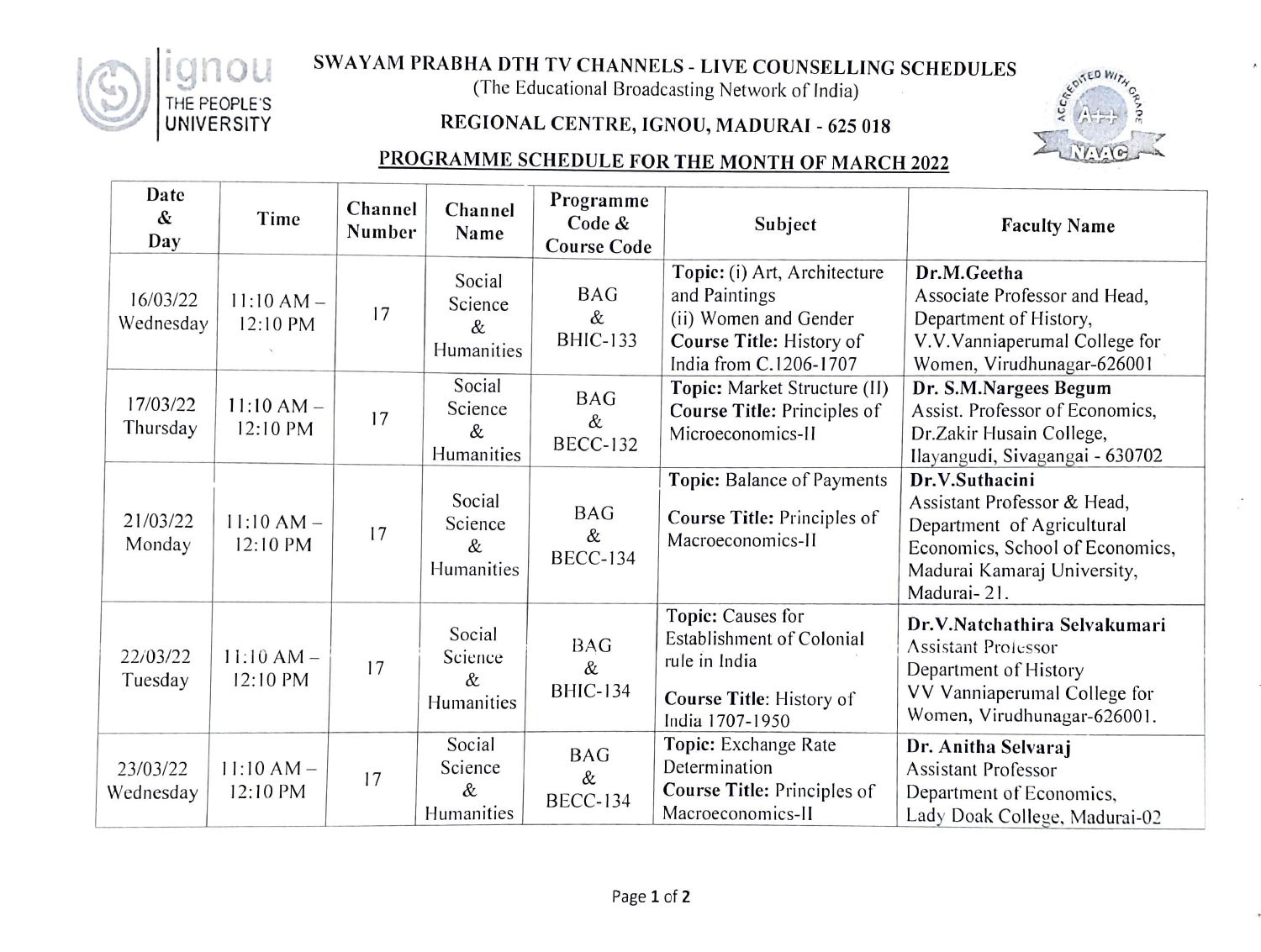# SWAYAM PRABHA DTH TV CHANNELS - LIVE COUNSELLING SCHEDULES

(The Educational Broadcasting Network of India)

## REGIONAL CENTRE, IGNOU, MADURAI - 625 018

### PROGRAMME SCHEDULE FOR THE MONTH OF MARCH 2022

| Date & Day | Time | Channel Number | Channel Name | Programme Code & Course Code | Subject | Faculty Name |
|---|---|---|---|---|---|---|
| 16/03/22 Wednesday | 11:10 AM – 12:10 PM | 17 | Social Science & Humanities | BAG & BHIC-133 | **Topic:** (i) Art, Architecture and Paintings (ii) Women and Gender **Course Title:** History of India from C.1206-1707 | **Dr.M.Geetha** Associate Professor and Head, Department of History, V.V.Vanniaperumal College for Women, Virudhunagar-626001 |
| 17/03/22 Thursday | 11:10 AM – 12:10 PM | 17 | Social Science & Humanities | BAG & BECC-132 | **Topic:** Market Structure (II) **Course Title:** Principles of Microeconomics-II | **Dr. S.M.Nargees Begum** Assist. Professor of Economics, Dr.Zakir Husain College, Ilayangudi, Sivagangai - 630702 |
| 21/03/22 Monday | 11:10 AM – 12:10 PM | 17 | Social Science & Humanities | BAG & BECC-134 | **Topic:** Balance of Payments **Course Title:** Principles of Macroeconomics-II | **Dr.V.Suthacini** Assistant Professor & Head, Department of Agricultural Economics, School of Economics, Madurai Kamaraj University, Madurai- 21. |
| 22/03/22 Tuesday | 11:10 AM – 12:10 PM | 17 | Social Science & Humanities | BAG & BHIC-134 | **Topic:** Causes for Establishment of Colonial rule in India **Course Title**: History of India 1707-1950 | **Dr.V.Natchathira Selvakumari** Assistant Professor Department of History VV Vanniaperumal College for Women, Virudhunagar-626001. |
| 23/03/22 Wednesday | 11:10 AM – 12:10 PM | 17 | Social Science & Humanities | BAG & BECC-134 | **Topic:** Exchange Rate Determination **Course Title:** Principles of Macroeconomics-II | **Dr. Anitha Selvaraj** Assistant Professor Department of Economics, Lady Doak College, Madurai-02 |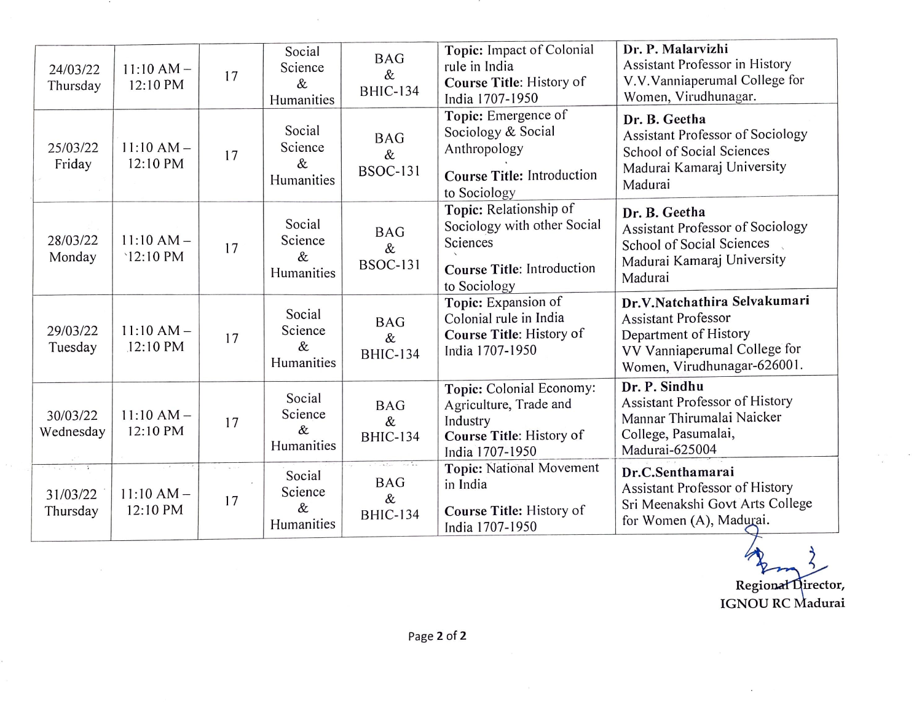| | | | | | | |
|---|---|---|---|---|---|---|
| 24/03/22 Thursday | 11:10 AM – 12:10 PM | 17 | Social Science & Humanities | BAG & BHIC-134 | **Topic:** Impact of Colonial rule in India **Course Title:** History of India 1707-1950 | **Dr. P. Malarvizhi** Assistant Professor in History V.V.Vanniaperumal College for Women, Virudhunagar. |
| 25/03/22 Friday | 11:10 AM – 12:10 PM | 17 | Social Science & Humanities | BAG & BSOC-131 | **Topic:** Emergence of Sociology & Social Anthropology **Course Title:** Introduction to Sociology | **Dr. B. Geetha** Assistant Professor of Sociology School of Social Sciences Madurai Kamaraj University Madurai |
| 28/03/22 Monday | 11:10 AM – `12:10 PM | 17 | Social Science & Humanities | BAG & BSOC-131 | **Topic:** Relationship of Sociology with other Social Sciences **Course Title:** Introduction to Sociology | **Dr. B. Geetha** Assistant Professor of Sociology School of Social Sciences Madurai Kamaraj University Madurai |
| 29/03/22 Tuesday | 11:10 AM – 12:10 PM | 17 | Social Science & Humanities | BAG & BHIC-134 | **Topic:** Expansion of Colonial rule in India **Course Title:** History of India 1707-1950 | **Dr.V.Natchathira Selvakumari** Assistant Professor Department of History VV Vanniaperumal College for Women, Virudhunagar-626001. |
| 30/03/22 Wednesday | 11:10 AM – 12:10 PM | 17 | Social Science & Humanities | BAG & BHIC-134 | **Topic:** Colonial Economy: Agriculture, Trade and Industry **Course Title:** History of India 1707-1950 | **Dr. P. Sindhu** Assistant Professor of History Mannar Thirumalai Naicker College, Pasumalai, Madurai-625004 |
| 31/03/22 Thursday | 11:10 AM – 12:10 PM | 17 | Social Science & Humanities | BAG & BHIC-134 | **Topic:** National Movement in India **Course Title:** History of India 1707-1950 | **Dr.C.Senthamarai** Assistant Professor of History Sri Meenakshi Govt Arts College for Women (A), Madurai. |

**Regional Director,**
**IGNOU RC Madurai**